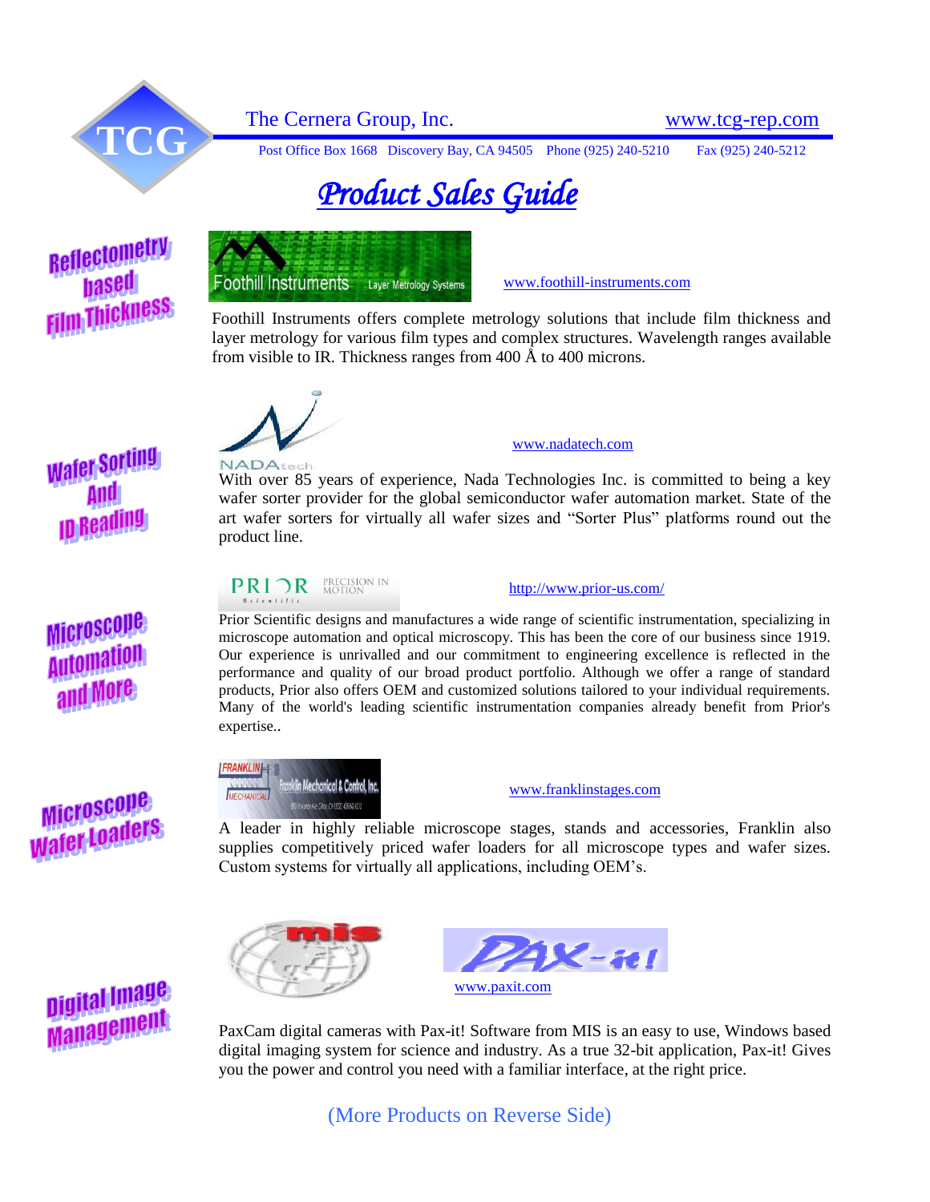TCG

The Cernera Group, Inc. www.tcg-rep.com

Post Office Box 1668 Discovery Bay, CA 94505 Phone (925) 240-5210 Fax (925) 240-5212

# *Product Sales Guide*

## Reflectometry based Film Thickness

Foothill Instruments Layer Metrology Systems

www.foothill-instruments.com

Foothill Instruments offers complete metrology solutions that include film thickness and layer metrology for various film types and complex structures. Wavelength ranges available from visible to IR. Thickness ranges from 400 Å to 400 microns.

## Wafer Sorting And ID Reading

NADAtech

www.nadatech.com

With over 85 years of experience, Nada Technologies Inc. is committed to being a key wafer sorter provider for the global semiconductor wafer automation market. State of the art wafer sorters for virtually all wafer sizes and "Sorter Plus" platforms round out the product line.

## Microscope Automation and More

PRIOR Scientific PRECISION IN MOTION

http://www.prior-us.com/

Prior Scientific designs and manufactures a wide range of scientific instrumentation, specializing in microscope automation and optical microscopy. This has been the core of our business since 1919. Our experience is unrivalled and our commitment to engineering excellence is reflected in the performance and quality of our broad product portfolio. Although we offer a range of standard products, Prior also offers OEM and customized solutions tailored to your individual requirements. Many of the world's leading scientific instrumentation companies already benefit from Prior's expertise..

## Microscope Wafer Loaders

Franklin Mechanical & Control, Inc.

www.franklinstages.com

A leader in highly reliable microscope stages, stands and accessories, Franklin also supplies competitively priced wafer loaders for all microscope types and wafer sizes. Custom systems for virtually all applications, including OEM's.

## Digital Image Management

mis

PAX-it!

www.paxit.com

PaxCam digital cameras with Pax-it! Software from MIS is an easy to use, Windows based digital imaging system for science and industry. As a true 32-bit application, Pax-it! Gives you the power and control you need with a familiar interface, at the right price.

(More Products on Reverse Side)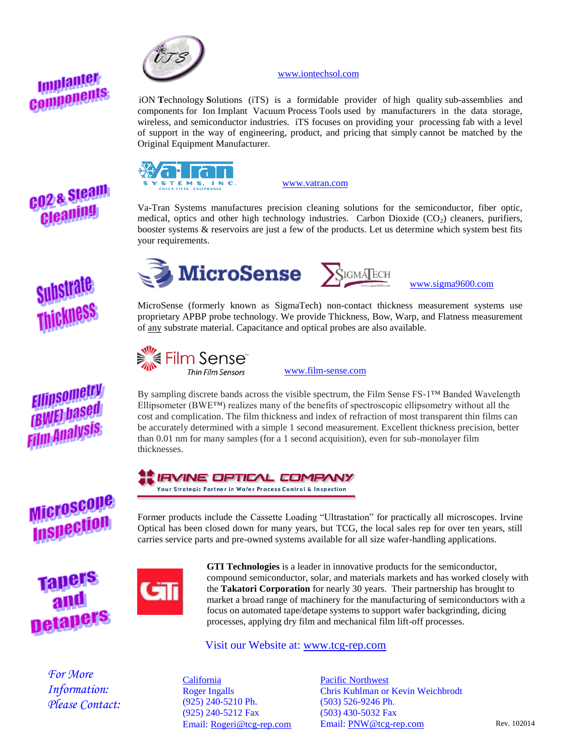## Implanter Components

iTS

www.iontechsol.com

iON **T**echnology **S**olutions (iTS) is a formidable provider of high quality sub-assemblies and components for Ion Implant Vacuum Process Tools used by manufacturers in the data storage, wireless, and semiconductor industries. iTS focuses on providing your processing fab with a level of support in the way of engineering, product, and pricing that simply cannot be matched by the Original Equipment Manufacturer.

## CO2 & Steam Cleaning

Va-Tran SYSTEMS, INC. CHULA VISTA, CALIFORNIA

www.vatran.com

Va-Tran Systems manufactures precision cleaning solutions for the semiconductor, fiber optic, medical, optics and other high technology industries. Carbon Dioxide ($CO_2$) cleaners, purifiers, booster systems & reservoirs are just a few of the products. Let us determine which system best fits your requirements.

## Substrate Thickness

MicroSense SIGMATECH

www.sigma9600.com

MicroSense (formerly known as SigmaTech) non-contact thickness measurement systems use proprietary APBP probe technology. We provide Thickness, Bow, Warp, and Flatness measurement of any substrate material. Capacitance and optical probes are also available.

## Ellipsometry (BWE) based Film Analysis

Film Sense™ Thin Film Sensors

www.film-sense.com

By sampling discrete bands across the visible spectrum, the Film Sense FS-1™ Banded Wavelength Ellipsometer (BWE™) realizes many of the benefits of spectroscopic ellipsometry without all the cost and complication. The film thickness and index of refraction of most transparent thin films can be accurately determined with a simple 1 second measurement. Excellent thickness precision, better than 0.01 nm for many samples (for a 1 second acquisition), even for sub-monolayer film thicknesses.

## Microscope Inspection

IRVINE OPTICAL COMPANY — Your Strategic Partner in Wafer Process Control & Inspection

Former products include the Cassette Loading "Ultrastation" for practically all microscopes. Irvine Optical has been closed down for many years, but TCG, the local sales rep for over ten years, still carries service parts and pre-owned systems available for all size wafer-handling applications.

## Tapers and Detapers

GTI

**GTI Technologies** is a leader in innovative products for the semiconductor, compound semiconductor, solar, and materials markets and has worked closely with the **Takatori Corporation** for nearly 30 years. Their partnership has brought to market a broad range of machinery for the manufacturing of semiconductors with a focus on automated tape/detape systems to support wafer backgrinding, dicing processes, applying dry film and mechanical film lift-off processes.

Visit our Website at: www.tcg-rep.com

*For More Information: Please Contact:*

California
Roger Ingalls
(925) 240-5210 Ph.
(925) 240-5212 Fax
Email: Rogeri@tcg-rep.com

Pacific Northwest
Chris Kuhlman or Kevin Weichbrodt
(503) 526-9246 Ph.
(503) 430-5032 Fax
Email: PNW@tcg-rep.com

Rev. 102014